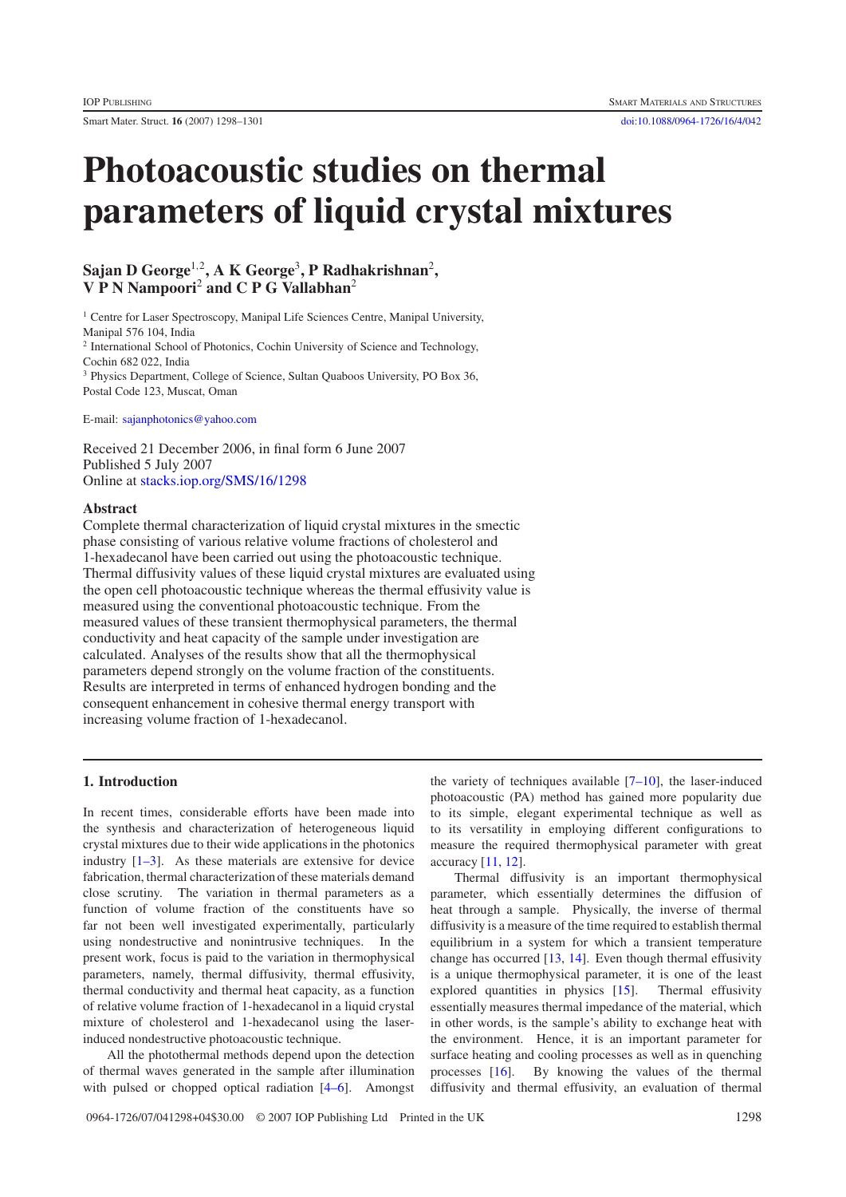# Photoacoustic studies on thermal parameters of liquid crystal mixtures

**Sajan D George[1,2], A K George[3], P Radhakrishnan[2], V P N Nampoori[2] and C P G Vallabhan[2]**

[1] Centre for Laser Spectroscopy, Manipal Life Sciences Centre, Manipal University, Manipal 576 104, India

[2] International School of Photonics, Cochin University of Science and Technology, Cochin 682 022, India

[3] Physics Department, College of Science, Sultan Quaboos University, PO Box 36, Postal Code 123, Muscat, Oman

E-mail: sajanphotonics@yahoo.com

Received 21 December 2006, in final form 6 June 2007
Published 5 July 2007
Online at stacks.iop.org/SMS/16/1298

## Abstract

Complete thermal characterization of liquid crystal mixtures in the smectic phase consisting of various relative volume fractions of cholesterol and 1-hexadecanol have been carried out using the photoacoustic technique. Thermal diffusivity values of these liquid crystal mixtures are evaluated using the open cell photoacoustic technique whereas the thermal effusivity value is measured using the conventional photoacoustic technique. From the measured values of these transient thermophysical parameters, the thermal conductivity and heat capacity of the sample under investigation are calculated. Analyses of the results show that all the thermophysical parameters depend strongly on the volume fraction of the constituents. Results are interpreted in terms of enhanced hydrogen bonding and the consequent enhancement in cohesive thermal energy transport with increasing volume fraction of 1-hexadecanol.

## 1. Introduction

In recent times, considerable efforts have been made into the synthesis and characterization of heterogeneous liquid crystal mixtures due to their wide applications in the photonics industry [1–3]. As these materials are extensive for device fabrication, thermal characterization of these materials demand close scrutiny. The variation in thermal parameters as a function of volume fraction of the constituents have so far not been well investigated experimentally, particularly using nondestructive and nonintrusive techniques. In the present work, focus is paid to the variation in thermophysical parameters, namely, thermal diffusivity, thermal effusivity, thermal conductivity and thermal heat capacity, as a function of relative volume fraction of 1-hexadecanol in a liquid crystal mixture of cholesterol and 1-hexadecanol using the laser-induced nondestructive photoacoustic technique.

All the photothermal methods depend upon the detection of thermal waves generated in the sample after illumination with pulsed or chopped optical radiation [4–6]. Amongst the variety of techniques available [7–10], the laser-induced photoacoustic (PA) method has gained more popularity due to its simple, elegant experimental technique as well as to its versatility in employing different configurations to measure the required thermophysical parameter with great accuracy [11, 12].

Thermal diffusivity is an important thermophysical parameter, which essentially determines the diffusion of heat through a sample. Physically, the inverse of thermal diffusivity is a measure of the time required to establish thermal equilibrium in a system for which a transient temperature change has occurred [13, 14]. Even though thermal effusivity is a unique thermophysical parameter, it is one of the least explored quantities in physics [15]. Thermal effusivity essentially measures thermal impedance of the material, which in other words, is the sample's ability to exchange heat with the environment. Hence, it is an important parameter for surface heating and cooling processes as well as in quenching processes [16]. By knowing the values of the thermal diffusivity and thermal effusivity, an evaluation of thermal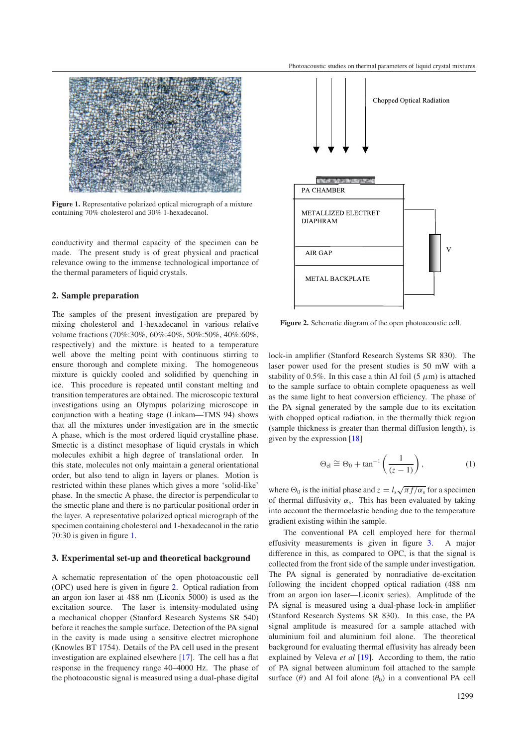Figure 1. Representative polarized optical micrograph of a mixture containing 70% cholesterol and 30% 1-hexadecanol.

conductivity and thermal capacity of the specimen can be made. The present study is of great physical and practical relevance owing to the immense technological importance of the thermal parameters of liquid crystals.

## 2. Sample preparation

The samples of the present investigation are prepared by mixing cholesterol and 1-hexadecanol in various relative volume fractions (70%:30%, 60%:40%, 50%:50%, 40%:60%, respectively) and the mixture is heated to a temperature well above the melting point with continuous stirring to ensure thorough and complete mixing. The homogeneous mixture is quickly cooled and solidified by quenching in ice. This procedure is repeated until constant melting and transition temperatures are obtained. The microscopic textural investigations using an Olympus polarizing microscope in conjunction with a heating stage (Linkam—TMS 94) shows that all the mixtures under investigation are in the smectic A phase, which is the most ordered liquid crystalline phase. Smectic is a distinct mesophase of liquid crystals in which molecules exhibit a high degree of translational order. In this state, molecules not only maintain a general orientational order, but also tend to align in layers or planes. Motion is restricted within these planes which gives a more 'solid-like' phase. In the smectic A phase, the director is perpendicular to the smectic plane and there is no particular positional order in the layer. A representative polarized optical micrograph of the specimen containing cholesterol and 1-hexadecanol in the ratio 70:30 is given in figure 1.

## 3. Experimental set-up and theoretical background

A schematic representation of the open photoacoustic cell (OPC) used here is given in figure 2. Optical radiation from an argon ion laser at 488 nm (Liconix 5000) is used as the excitation source. The laser is intensity-modulated using a mechanical chopper (Stanford Research Systems SR 540) before it reaches the sample surface. Detection of the PA signal in the cavity is made using a sensitive electret microphone (Knowles BT 1754). Details of the PA cell used in the present investigation are explained elsewhere [17]. The cell has a flat response in the frequency range 40–4000 Hz. The phase of the photoacoustic signal is measured using a dual-phase digital lock-in amplifier (Stanford Research Systems SR 830). The laser power used for the present studies is 50 mW with a stability of 0.5%. In this case a thin Al foil (5 $\mu$m) is attached to the sample surface to obtain complete opaqueness as well as the same light to heat conversion efficiency. The phase of the PA signal generated by the sample due to its excitation with chopped optical radiation, in the thermally thick region (sample thickness is greater than thermal diffusion length), is given by the expression [18]

Figure 2. Schematic diagram of the open photoacoustic cell.

$$\Theta_{\text{el}} \cong \Theta_0 + \tan^{-1}\left(\frac{1}{(z-1)}\right), \tag{1}$$

where $\Theta_0$ is the initial phase and $z = l_s\sqrt{\pi f/\alpha_s}$ for a specimen of thermal diffusivity $\alpha_s$. This has been evaluated by taking into account the thermoelastic bending due to the temperature gradient existing within the sample.

The conventional PA cell employed here for thermal effusivity measurements is given in figure 3. A major difference in this, as compared to OPC, is that the signal is collected from the front side of the sample under investigation. The PA signal is generated by nonradiative de-excitation following the incident chopped optical radiation (488 nm from an argon ion laser—Liconix series). Amplitude of the PA signal is measured using a dual-phase lock-in amplifier (Stanford Research Systems SR 830). In this case, the PA signal amplitude is measured for a sample attached with aluminium foil and aluminium foil alone. The theoretical background for evaluating thermal effusivity has already been explained by Veleva *et al* [19]. According to them, the ratio of PA signal between aluminum foil attached to the sample surface ($\theta$) and Al foil alone ($\theta_0$) in a conventional PA cell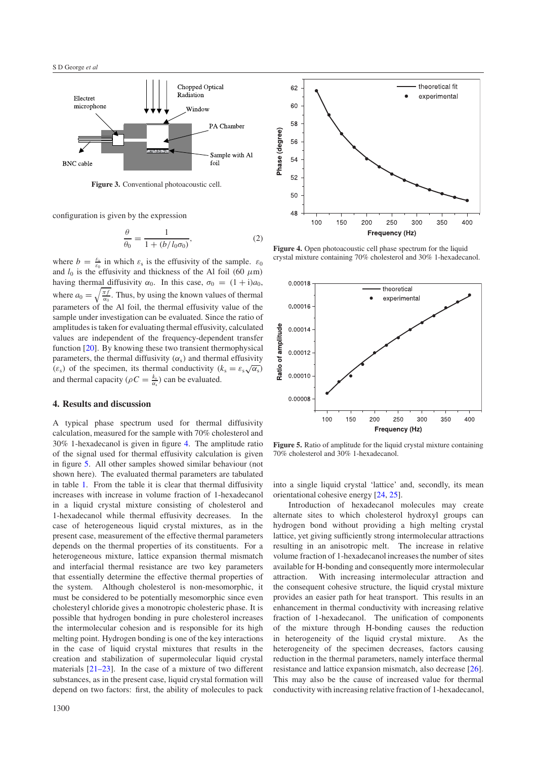**Figure 3.** Conventional photoacoustic cell.

configuration is given by the expression

$$\frac{\theta}{\theta_0} = \frac{1}{1 + (b/l_0\sigma_0)}, \qquad (2)$$

where $b = \frac{\varepsilon_s}{\varepsilon_0}$ in which $\varepsilon_s$ is the effusivity of the sample. $\varepsilon_0$ and $l_0$ is the effusivity and thickness of the Al foil (60 $\mu$m) having thermal diffusivity $\alpha_0$. In this case, $\sigma_0 = (1 + i)a_0$, where $a_0 = \sqrt{\frac{\pi f}{\alpha_0}}$. Thus, by using the known values of thermal parameters of the Al foil, the thermal effusivity value of the sample under investigation can be evaluated. Since the ratio of amplitudes is taken for evaluating thermal effusivity, calculated values are independent of the frequency-dependent transfer function [20]. By knowing these two transient thermophysical parameters, the thermal diffusivity ($\alpha_s$) and thermal effusivity ($\varepsilon_s$) of the specimen, its thermal conductivity ($k_s = \varepsilon_s\sqrt{\alpha_s}$) and thermal capacity ($\rho C = \frac{k_s}{\alpha_s}$) can be evaluated.

## 4. Results and discussion

A typical phase spectrum used for thermal diffusivity calculation, measured for the sample with 70% cholesterol and 30% 1-hexadecanol is given in figure 4. The amplitude ratio of the signal used for thermal effusivity calculation is given in figure 5. All other samples showed similar behaviour (not shown here). The evaluated thermal parameters are tabulated in table 1. From the table it is clear that thermal diffusivity increases with increase in volume fraction of 1-hexadecanol in a liquid crystal mixture consisting of cholesterol and 1-hexadecanol while thermal effusivity decreases. In the case of heterogeneous liquid crystal mixtures, as in the present case, measurement of the effective thermal parameters depends on the thermal properties of its constituents. For a heterogeneous mixture, lattice expansion thermal mismatch and interfacial thermal resistance are two key parameters that essentially determine the effective thermal properties of the system. Although cholesterol is non-mesomorphic, it must be considered to be potentially mesomorphic since even cholesteryl chloride gives a monotropic cholesteric phase. It is possible that hydrogen bonding in pure cholesterol increases the intermolecular cohesion and is responsible for its high melting point. Hydrogen bonding is one of the key interactions in the case of liquid crystal mixtures that results in the creation and stabilization of supermolecular liquid crystal materials [21–23]. In the case of a mixture of two different substances, as in the present case, liquid crystal formation will depend on two factors: first, the ability of molecules to pack into a single liquid crystal 'lattice' and, secondly, its mean orientational cohesive energy [24, 25].

**Figure 4.** Open photoacoustic cell phase spectrum for the liquid crystal mixture containing 70% cholesterol and 30% 1-hexadecanol.

**Figure 5.** Ratio of amplitude for the liquid crystal mixture containing 70% cholesterol and 30% 1-hexadecanol.

Introduction of hexadecanol molecules may create alternate sites to which cholesterol hydroxyl groups can hydrogen bond without providing a high melting crystal lattice, yet giving sufficiently strong intermolecular attractions resulting in an anisotropic melt. The increase in relative volume fraction of 1-hexadecanol increases the number of sites available for H-bonding and consequently more intermolecular attraction. With increasing intermolecular attraction and the consequent cohesive structure, the liquid crystal mixture provides an easier path for heat transport. This results in an enhancement in thermal conductivity with increasing relative fraction of 1-hexadecanol. The unification of components of the mixture through H-bonding causes the reduction in heterogeneity of the liquid crystal mixture. As the heterogeneity of the specimen decreases, factors causing reduction in the thermal parameters, namely interface thermal resistance and lattice expansion mismatch, also decrease [26]. This may also be the cause of increased value for thermal conductivity with increasing relative fraction of 1-hexadecanol,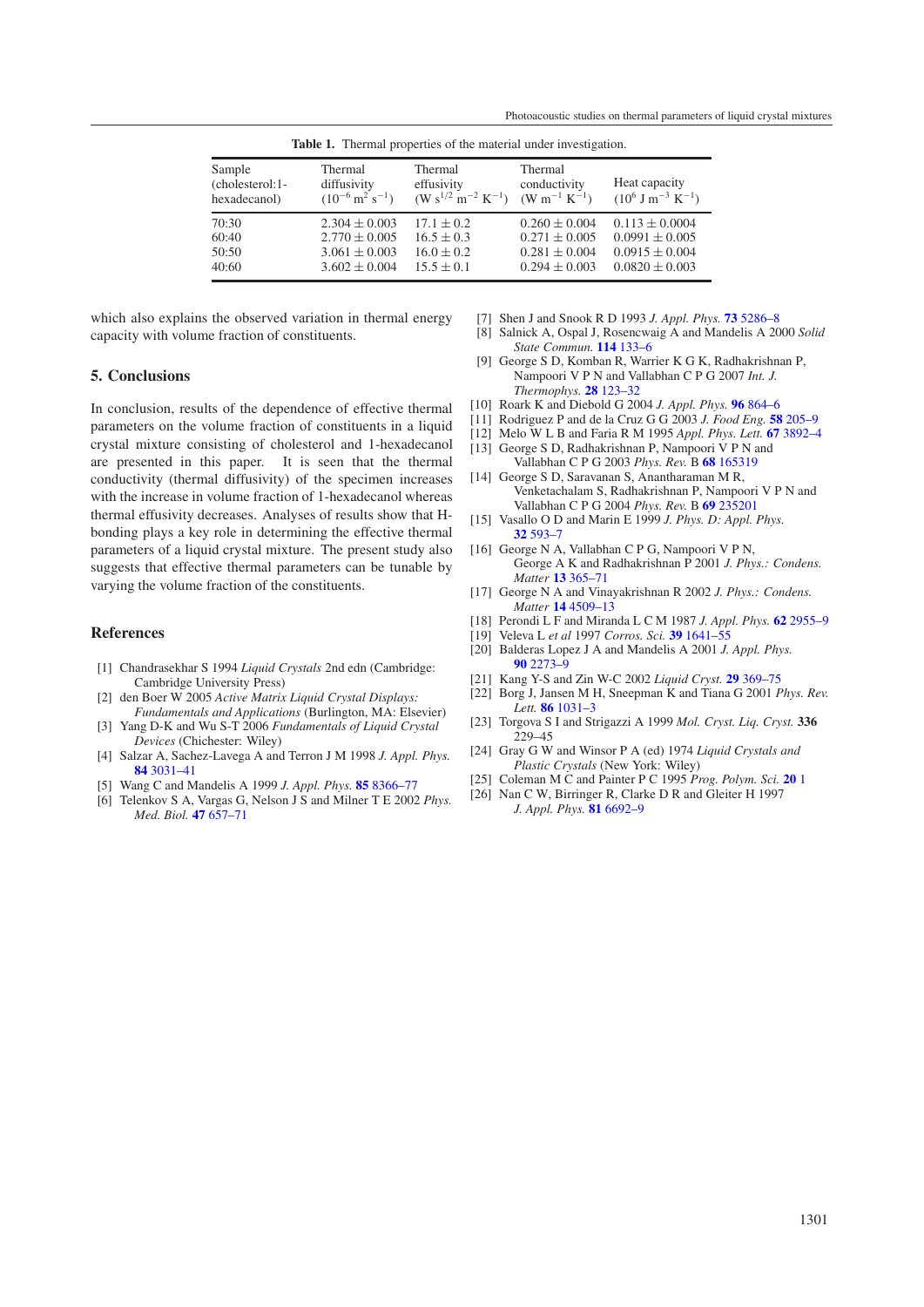**Table 1.** Thermal properties of the material under investigation.

| Sample (cholesterol:1-hexadecanol) | Thermal diffusivity ($10^{-6}$ m$^2$ s$^{-1}$) | Thermal effusivity (W s$^{1/2}$ m$^{-2}$ K$^{-1}$) | Thermal conductivity (W m$^{-1}$ K$^{-1}$) | Heat capacity ($10^6$ J m$^{-3}$ K$^{-1}$) |
|---|---|---|---|---|
| 70:30 | $2.304 \pm 0.003$ | $17.1 \pm 0.2$ | $0.260 \pm 0.004$ | $0.113 \pm 0.0004$ |
| 60:40 | $2.770 \pm 0.005$ | $16.5 \pm 0.3$ | $0.271 \pm 0.005$ | $0.0991 \pm 0.005$ |
| 50:50 | $3.061 \pm 0.003$ | $16.0 \pm 0.2$ | $0.281 \pm 0.004$ | $0.0915 \pm 0.004$ |
| 40:60 | $3.602 \pm 0.004$ | $15.5 \pm 0.1$ | $0.294 \pm 0.003$ | $0.0820 \pm 0.003$ |

which also explains the observed variation in thermal energy capacity with volume fraction of constituents.

## 5. Conclusions

In conclusion, results of the dependence of effective thermal parameters on the volume fraction of constituents in a liquid crystal mixture consisting of cholesterol and 1-hexadecanol are presented in this paper. It is seen that the thermal conductivity (thermal diffusivity) of the specimen increases with the increase in volume fraction of 1-hexadecanol whereas thermal effusivity decreases. Analyses of results show that H-bonding plays a key role in determining the effective thermal parameters of a liquid crystal mixture. The present study also suggests that effective thermal parameters can be tunable by varying the volume fraction of the constituents.

## References

[1] Chandrasekhar S 1994 *Liquid Crystals* 2nd edn (Cambridge: Cambridge University Press)

[2] den Boer W 2005 *Active Matrix Liquid Crystal Displays: Fundamentals and Applications* (Burlington, MA: Elsevier)

[3] Yang D-K and Wu S-T 2006 *Fundamentals of Liquid Crystal Devices* (Chichester: Wiley)

[4] Salzar A, Sachez-Lavega A and Terron J M 1998 *J. Appl. Phys.* **84** 3031–41

[5] Wang C and Mandelis A 1999 *J. Appl. Phys.* **85** 8366–77

[6] Telenkov S A, Vargas G, Nelson J S and Milner T E 2002 *Phys. Med. Biol.* **47** 657–71

[7] Shen J and Snook R D 1993 *J. Appl. Phys.* **73** 5286–8

[8] Salnick A, Ospal J, Rosencwaig A and Mandelis A 2000 *Solid State Commun.* **114** 133–6

[9] George S D, Komban R, Warrier K G K, Radhakrishnan P, Nampoori V P N and Vallabhan C P G 2007 *Int. J. Thermophys.* **28** 123–32

[10] Roark K and Diebold G 2004 *J. Appl. Phys.* **96** 864–6

[11] Rodriguez P and de la Cruz G G 2003 *J. Food Eng.* **58** 205–9

[12] Melo W L B and Faria R M 1995 *Appl. Phys. Lett.* **67** 3892–4

[13] George S D, Radhakrishnan P, Nampoori V P N and Vallabhan C P G 2003 *Phys. Rev.* B **68** 165319

[14] George S D, Saravanan S, Anantharaman M R, Venketachalam S, Radhakrishnan P, Nampoori V P N and Vallabhan C P G 2004 *Phys. Rev.* B **69** 235201

[15] Vasallo O D and Marin E 1999 *J. Phys. D: Appl. Phys.* **32** 593–7

[16] George N A, Vallabhan C P G, Nampoori V P N, George A K and Radhakrishnan P 2001 *J. Phys.: Condens. Matter* **13** 365–71

[17] George N A and Vinayakrishnan R 2002 *J. Phys.: Condens. Matter* **14** 4509–13

[18] Perondi L F and Miranda L C M 1987 *J. Appl. Phys.* **62** 2955–9

[19] Veleva L *et al* 1997 *Corros. Sci.* **39** 1641–55

[20] Balderas Lopez J A and Mandelis A 2001 *J. Appl. Phys.* **90** 2273–9

[21] Kang Y-S and Zin W-C 2002 *Liquid Cryst.* **29** 369–75

[22] Borg J, Jansen M H, Sneepman K and Tiana G 2001 *Phys. Rev. Lett.* **86** 1031–3

[23] Torgova S I and Strigazzi A 1999 *Mol. Cryst. Liq. Cryst.* **336** 229–45

[24] Gray G W and Winsor P A (ed) 1974 *Liquid Crystals and Plastic Crystals* (New York: Wiley)

[25] Coleman M C and Painter P C 1995 *Prog. Polym. Sci.* **20** 1

[26] Nan C W, Birringer R, Clarke D R and Gleiter H 1997 *J. Appl. Phys.* **81** 6692–9